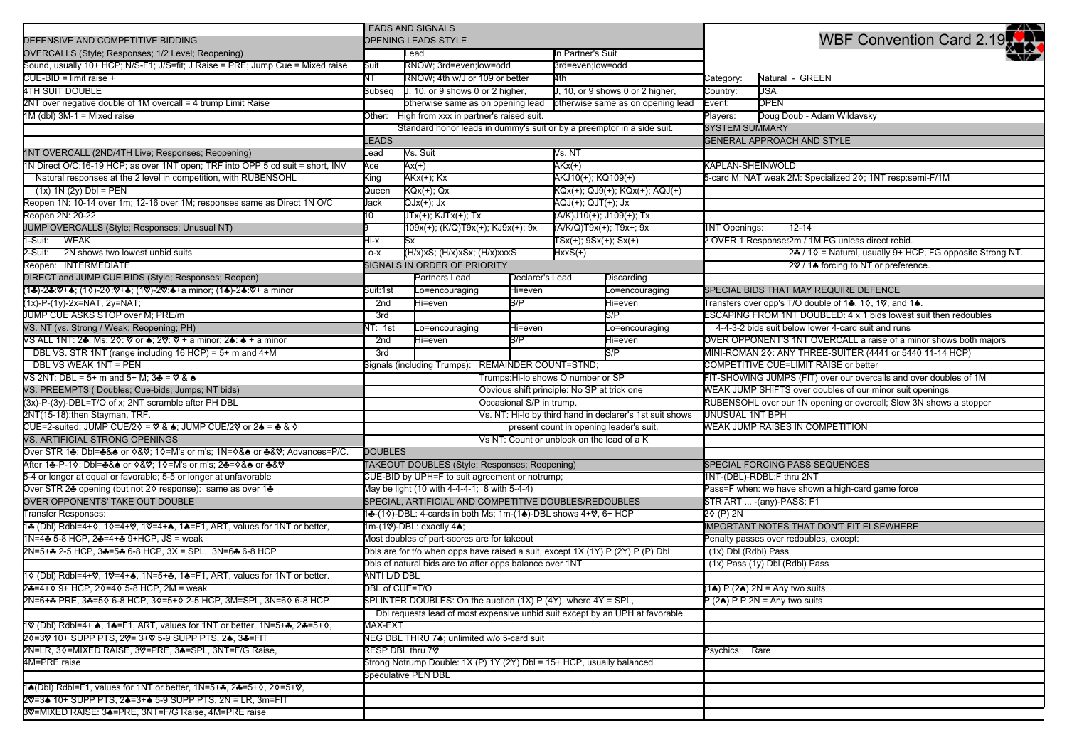# WBF Convention Card 2.19

Category: Natural - GREEN
Country: USA
Event: OPEN
Players: Doug Doub - Adam Wildavsky

## SYSTEM SUMMARY

### GENERAL APPROACH AND STYLE

KAPLAN-SHEINWOLD
5-card M; NAT weak 2M: Specialized 2♢; 1NT resp:semi-F/1M

1NT Openings: 12-14
2 OVER 1 Responses: 2m / 1M FG unless direct rebid.
2♣ / 1♢ = Natural, usually 9+ HCP, FG opposite Strong NT.
2♡ / 1♠ forcing to NT or preference.

### SPECIAL BIDS THAT MAY REQUIRE DEFENCE

Transfers over opp's T/O double of 1♣, 1♢, 1♡, and 1♠.
ESCAPING FROM 1NT DOUBLED: 4 x 1 bids lowest suit then redoubles
4-4-3-2 bids suit below lower 4-card suit and runs
OVER OPPONENT'S 1NT OVERCALL A raise of a minor shows both majors
MINI-ROMAN 2♢: ANY THREE-SUITER (4441 or 5440 11-14 HCP)
COMPETITIVE CUE=LIMIT RAISE or better
FIT-SHOWING JUMPS (FIT) over our overcalls and over doubles of 1M
WEAK JUMP SHIFTS over doubles of our minor suit openings
RUBENSOHL over our 1N opening or overcall; Slow 3N shows a stopper
UNUSUAL 1NT BPH
WEAK JUMP RAISES IN COMPETITION

### SPECIAL FORCING PASS SEQUENCES

1NT-(DBL)-RDBL:F thru 2NT
Pass=F when: we have shown a high-card game force
STR ART ... -(any)-PASS: F1
2♢ (P) 2N

### IMPORTANT NOTES THAT DON'T FIT ELSEWHERE

Penalty passes over redoubles, except:
(1x) Dbl (Rdbl) Pass
(1x) Pass (1y) Dbl (Rdbl) Pass

(1♠) P (2♠) 2N = Any two suits
P (2♠) P P 2N = Any two suits

Psychics: Rare

## DEFENSIVE AND COMPETITIVE BIDDING

### OVERCALLS (Style; Responses; 1/2 Level; Reopening)

Sound, usually 10+ HCP; N/S-F1; J/S=fit; J Raise = PRE; Jump Cue = Mixed raise
CUE-BID = limit raise +
4TH SUIT DOUBLE
2NT over negative double of 1M overcall = 4 trump Limit Raise
1M (dbl) 3M-1 = Mixed raise

### 1NT OVERCALL (2ND/4TH Live; Responses; Reopening)

1N Direct O/C:16-19 HCP; as over 1NT open; TRF into OPP 5 cd suit = short, INV
Natural responses at the 2 level in competition, with RUBENSOHL
(1x) 1N (2y) Dbl = PEN
Reopen 1N: 10-14 over 1m; 12-16 over 1M; responses same as Direct 1N O/C
Reopen 2N: 20-22

### JUMP OVERCALLS (Style; Responses; Unusual NT)

1-Suit: WEAK
2-Suit: 2N shows two lowest unbid suits
Reopen: INTERMEDIATE

### DIRECT and JUMP CUE BIDS (Style; Responses; Reopen)

(1♣)-2♣:♡+♠; (1♢)-2♢:♡+♠; (1♡)-2♡:♠+a minor; (1♠)-2♠:♡+ a minor
(1x)-P-(1y)-2x=NAT, 2y=NAT;
JUMP CUE ASKS STOP over M; PRE/m

### VS. NT (vs. Strong / Weak; Reopening; PH)

VS ALL 1NT: 2♣: Ms; 2♢: ♡ or ♠; 2♡: ♡ + a minor; 2♠: ♠ + a minor
DBL VS. STR 1NT (range including 16 HCP) = 5+ m and 4+M
DBL VS WEAK 1NT = PEN
VS 2NT: DBL = 5+ m and 5+ M; 3♣ = ♡ & ♠

### VS. PREEMPTS ( Doubles; Cue-bids; Jumps; NT bids)

(3x)-P-(3y)-DBL=T/O of x; 2NT scramble after PH DBL
2NT(15-18):then Stayman, TRF.
CUE=2-suited; JUMP CUE/2♢ = ♡ & ♠; JUMP CUE/2♡ or 2♠ = ♣ & ♢

### VS. ARTIFICIAL STRONG OPENINGS

Over STR 1♣: Dbl=♣&♠ or ♢&♡; 1♢=M's or m's; 1N=♢&♠ or ♣&♡; Advances=P/C.
After 1♣-P-1♢: Dbl=♣&♠ or ♢&♡; 1♡=M's or m's; 2♣=♢&♠ or ♣&♡
5-4 or longer at equal or favorable; 5-5 or longer at unfavorable
Over STR 2♣ opening (but not 2♢ response): same as over 1♣

### OVER OPPONENTS' TAKE OUT DOUBLE

Transfer Responses:
1♣ (Dbl) Rdbl=4+♢, 1♢=4+♡, 1♡=4+♠, 1♠=F1, ART, values for 1NT or better,
1N=4+♣ 5-8 HCP, 2♣=4+♣ 9+HCP, JS = weak
2N=5+♣ 2-5 HCP, 3♣=5♣ 6-8 HCP, 3X = SPL, 3N=6♣ 6-8 HCP

1♢ (Dbl) Rdbl=4+♡, 1♡=4+♠, 1N=5+♣, 1♠=F1, ART, values for 1NT or better.
2♣=4+♢ 9+ HCP, 2♢=4♢ 5-8 HCP, 2M = weak
2N=6+♣ PRE, 3♣=5♢ 6-8 HCP, 3♢=5+♢ 2-5 HCP, 3M=SPL, 3N=6♢ 6-8 HCP

1♡ (Dbl) Rdbl=4+ ♠, 1♠=F1, ART, values for 1NT or better, 1N=5+♣, 2♣=5+♢,
2♢=3♡ 10+ SUPP PTS, 2♡= 3+♡ 5-9 SUPP PTS, 2♠, 3♣=FIT
2N=LR, 3♢=MIXED RAISE, 3♡=PRE, 3♠=SPL, 3NT=F/G Raise,
4M=PRE raise

1♠(Dbl) Rdbl=F1, values for 1NT or better, 1N=5+♣, 2♣=5+♢, 2♢=5+♡,
2♡=3♠ 10+ SUPP PTS, 2♠=3+♠ 5-9 SUPP PTS, 2N = LR, 3m=FIT
3♡=MIXED RAISE: 3♠=PRE, 3NT=F/G Raise, 4M=PRE raise

## LEADS AND SIGNALS

### OPENING LEADS STYLE

| | Lead | In Partner's Suit |
|---|---|---|
| Suit | RNOW; 3rd=even;low=odd | 3rd=even;low=odd |
| NT | RNOW; 4th w/J or 109 or better | 4th |
| Subseq | J, 10, or 9 shows 0 or 2 higher, otherwise same as on opening lead | J, 10, or 9 shows 0 or 2 higher, otherwise same as on opening lead |

Other: High from xxx in partner's raised suit.
Standard honor leads in dummy's suit or by a preemptor in a side suit.

### LEADS

| Lead | Vs. Suit | Vs. NT |
|---|---|---|
| Ace | Ax(+) | AKx(+) |
| King | AKx(+); Kx | AKJ10(+); KQ109(+) |
| Queen | KQx(+); Qx | KQx(+); QJ9(+); KQx(+); AQJ(+) |
| Jack | QJx(+); Jx | AQJ(+); QJT(+); Jx |
| 10 | JTx(+); KJTx(+); Tx | (A/K)J10(+); J109(+); Tx |
| 9 | 109x(+); (K/Q)T9x(+); KJ9x(+); 9x | (A/K/Q)T9x(+); T9x+; 9x |
| Hi-x | Sx | TSx(+); 9Sx(+); Sx(+) |
| Lo-x | (H/x)xS; (H/x)xSx; (H/x)xxxS | HxxS(+) |

### SIGNALS IN ORDER OF PRIORITY

| | | Partners Lead | Declarer's Lead | Discarding |
|---|---|---|---|---|
| Suit: | 1st | Lo=encouraging | Hi=even | Lo=encouraging |
| | 2nd | Hi=even | S/P | Hi=even |
| | 3rd | | | S/P |
| NT: | 1st | Lo=encouraging | Hi=even | Lo=encouraging |
| | 2nd | Hi=even | S/P | Hi=even |
| | 3rd | | | S/P |

Signals (including Trumps): REMAINDER COUNT=STND;
Trumps:Hi-lo shows O number or SP
Obvious shift principle: No SP at trick one
Occasional S/P in trump.
Vs. NT: Hi-lo by third hand in declarer's 1st suit shows present count in opening leader's suit.
Vs NT: Count or unblock on the lead of a K

## DOUBLES

### TAKEOUT DOUBLES (Style; Responses; Reopening)

CUE-BID by UPH=F to suit agreement or notrump;
May be light (10 with 4-4-4-1; 8 with 5-4-4)

### SPECIAL, ARTIFICIAL AND COMPETITIVE DOUBLES/REDOUBLES

1♣-(1♢)-DBL: 4-cards in both Ms; 1m-(1♠)-DBL shows 4+♡, 6+ HCP
1m-(1♡)-DBL: exactly 4♠;
Most doubles of part-scores are for takeout
Dbls are for t/o when opps have raised a suit, except 1X (1Y) P (2Y) P (P) Dbl
Dbls of natural bids are t/o after opps balance over 1NT
ANTI L/D DBL
DBL of CUE=T/O
SPLINTER DOUBLES: On the auction (1X) P (4Y), where 4Y = SPL,
Dbl requests lead of most expensive unbid suit except by an UPH at favorable
MAX-EXT
NEG DBL THRU 7♠; unlimited w/o 5-card suit
RESP DBL thru 7♡
Strong Notrump Double: 1X (P) 1Y (2Y) Dbl = 15+ HCP, usually balanced
Speculative PEN DBL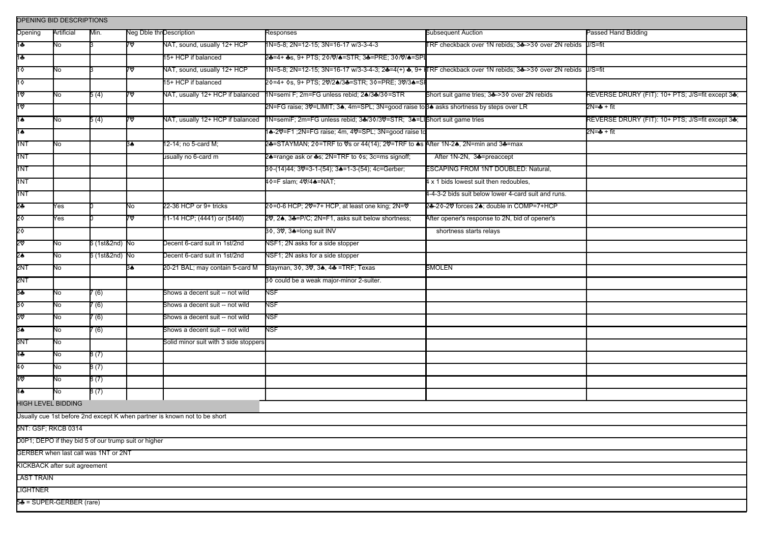## OPENING BID DESCRIPTIONS

| Opening | Artificial | Min. | Neg Dble thru | Description | Responses | Subsequent Auction | Passed Hand Bidding |
|---|---|---|---|---|---|---|---|
| 1♣ | No | 3 | 7♡ | NAT, sound, usually 12+ HCP | 1N=5-8; 2N=12-15; 3N=16-17 w/3-3-4-3 | TRF checkback over 1N rebids; 3♣->3♢ over 2N rebids | J/S=fit |
| 1♣ | | | | 15+ HCP if balanced | 2♣=4+ ♣s, 9+ PTS; 2♢/♡/♠=STR; 3♣=PRE; 3♢/♡/♠=SPL | | |
| 1♢ | No | 3 | 7♡ | NAT, sound, usually 12+ HCP | 1N=5-8; 2N=12-15; 3N=16-17 w/3-3-4-3; 2♣=4(+) ♣, 9+ P | TRF checkback over 1N rebids; 3♣->3♢ over 2N rebids | J/S=fit |
| 1♢ | | | | 15+ HCP if balanced | 2♢=4+ ♢s, 9+ PTS; 2♡/2♠/3♣=STR; 3♢=PRE; 3♡/3♠=SP | | |
| 1♡ | No | 5 (4) | 7♡ | NAT, usually 12+ HCP if balanced | 1N=semi F; 2m=FG unless rebid; 2♠/3♣/3♢=STR | Short suit game tries; 3♣->3♢ over 2N rebids | REVERSE DRURY (FIT): 10+ PTS; J/S=fit except 3♣; |
| 1♡ | | | | | 2N=FG raise; 3♡=LIMIT; 3♠, 4m=SPL; 3N=good raise to | 3♠ asks shortness by steps over LR | 2N=♣ + fit |
| 1♠ | No | 5 (4) | 7♡ | NAT, usually 12+ HCP if balanced | 1N=semiF; 2m=FG unless rebid; 3♣/3♢/3♡=STR; 3♠=LI | Short suit game tries | REVERSE DRURY (FIT): 10+ PTS; J/S=fit except 3♣; |
| 1♠ | | | | | 1♠-2♡=F1 ;2N=FG raise; 4m, 4♡=SPL; 3N=good raise to | | 2N=♣ + fit |
| 1NT | No | | 3♠ | 12-14; no 5-card M; | 2♣=STAYMAN; 2♢=TRF to ♡s or 44(14); 2♡=TRF to ♠s | After 1N-2♠, 2N=min and 3♣=max | |
| 1NT | | | | usually no 6-card m | 2♠=range ask or ♣s; 2N=TRF to ♢s; 3c=ms signoff; | After 1N-2N, 3♣=preaccept | |
| 1NT | | | | | 3♢-(14)44; 3♡=3-1-(54); 3♠=1-3-(54); 4c=Gerber; | ESCAPING FROM 1NT DOUBLED: Natural, | |
| 1NT | | | | | 4♢=F slam; 4♡/4♠=NAT; | 4 x 1 bids lowest suit then redoubles, | |
| 1NT | | | | | | 4-4-3-2 bids suit below lower 4-card suit and runs. | |
| 2♣ | Yes | 0 | No | 22-36 HCP or 9+ tricks | 2♢=0-6 HCP; 2♡=7+ HCP, at least one king; 2N=♡ | 2♣-2♢-2♡ forces 2♠; double in COMP=7+HCP | |
| 2♢ | Yes | 0 | 7♡ | 11-14 HCP; (4441) or (5440) | 2♡, 2♠, 3♣=P/C; 2N=F1, asks suit below shortness; | After opener's response to 2N, bid of opener's | |
| 2♢ | | | | | 3♢, 3♡, 3♠=long suit INV | shortness starts relays | |
| 2♡ | No | 6 (1st&2nd) | No | Decent 6-card suit in 1st/2nd | NSF1; 2N asks for a side stopper | | |
| 2♠ | No | 6 (1st&2nd) | No | Decent 6-card suit in 1st/2nd | NSF1; 2N asks for a side stopper | | |
| 2NT | No | | 3♠ | 20-21 BAL; may contain 5-card M | Stayman, 3♢, 3♡, 3♠, 4♣ =TRF; Texas | SMOLEN | |
| 2NT | | | | | 3♢ could be a weak major-minor 2-suiter. | | |
| 3♣ | No | 7 (6) | | Shows a decent suit -- not wild | NSF | | |
| 3♢ | No | 7 (6) | | Shows a decent suit -- not wild | NSF | | |
| 3♡ | No | 7 (6) | | Shows a decent suit -- not wild | NSF | | |
| 3♠ | No | 7 (6) | | Shows a decent suit -- not wild | NSF | | |
| 3NT | No | | | Solid minor suit with 3 side stoppers | | | |
| 4♣ | No | 8 (7) | | | | | |
| 4♢ | No | 8 (7) | | | | | |
| 4♡ | No | 8 (7) | | | | | |
| 4♠ | No | 8 (7) | | | | | |

## HIGH LEVEL BIDDING

Usually cue 1st before 2nd except K when partner is known not to be short

5NT: GSF; RKCB 0314

D0P1; DEPO if they bid 5 of our trump suit or higher

GERBER when last call was 1NT or 2NT

KICKBACK after suit agreement

LAST TRAIN

LIGHTNER

5♣ = SUPER-GERBER (rare)